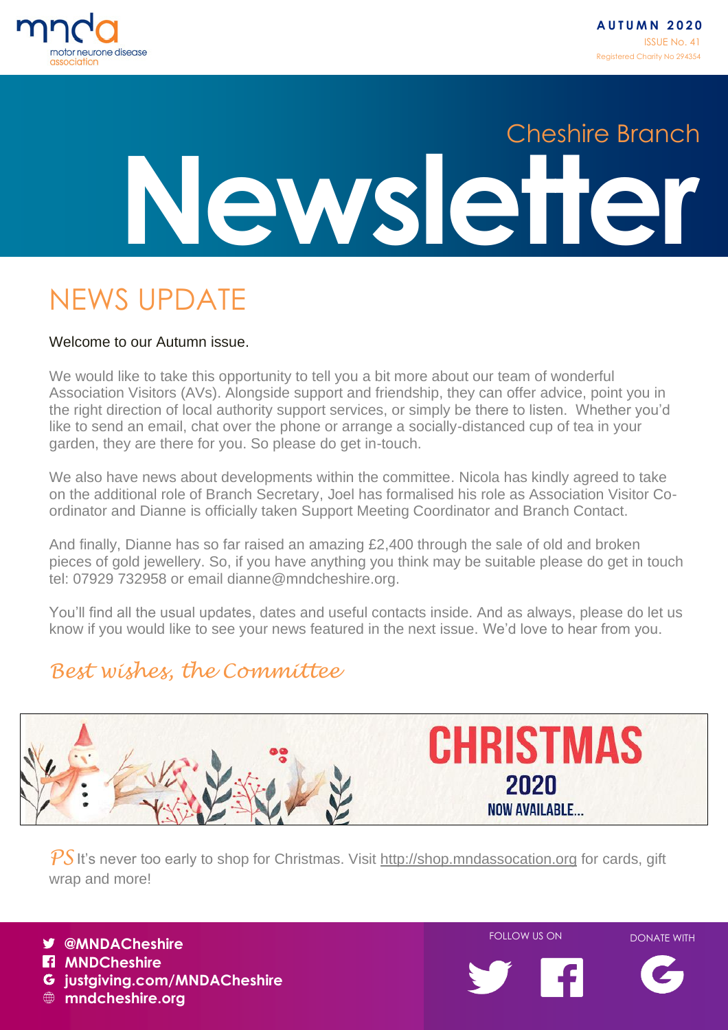motor neurone disease association

**AUTUMN 2020**
ISSUE No. 41
Registered Charity No 294354

# Cheshire Branch Newsletter

## NEWS UPDATE

Welcome to our Autumn issue.

We would like to take this opportunity to tell you a bit more about our team of wonderful Association Visitors (AVs). Alongside support and friendship, they can offer advice, point you in the right direction of local authority support services, or simply be there to listen. Whether you'd like to send an email, chat over the phone or arrange a socially-distanced cup of tea in your garden, they are there for you. So please do get in-touch.

We also have news about developments within the committee. Nicola has kindly agreed to take on the additional role of Branch Secretary, Joel has formalised his role as Association Visitor Co-ordinator and Dianne is officially taken Support Meeting Coordinator and Branch Contact.

And finally, Dianne has so far raised an amazing £2,400 through the sale of old and broken pieces of gold jewellery. So, if you have anything you think may be suitable please do get in touch tel: 07929 732958 or email dianne@mndcheshire.org.

You'll find all the usual updates, dates and useful contacts inside. And as always, please do let us know if you would like to see your news featured in the next issue. We'd love to hear from you.

*Best wishes, the Committee*

**CHRISTMAS 2020**
**NOW AVAILABLE...**

*PS* It's never too early to shop for Christmas. Visit http://shop.mndassocation.org for cards, gift wrap and more!

- **@MNDACheshire**
- **MNDCheshire**
- **justgiving.com/MNDACheshire**
- **mndcheshire.org**

FOLLOW US ON

DONATE WITH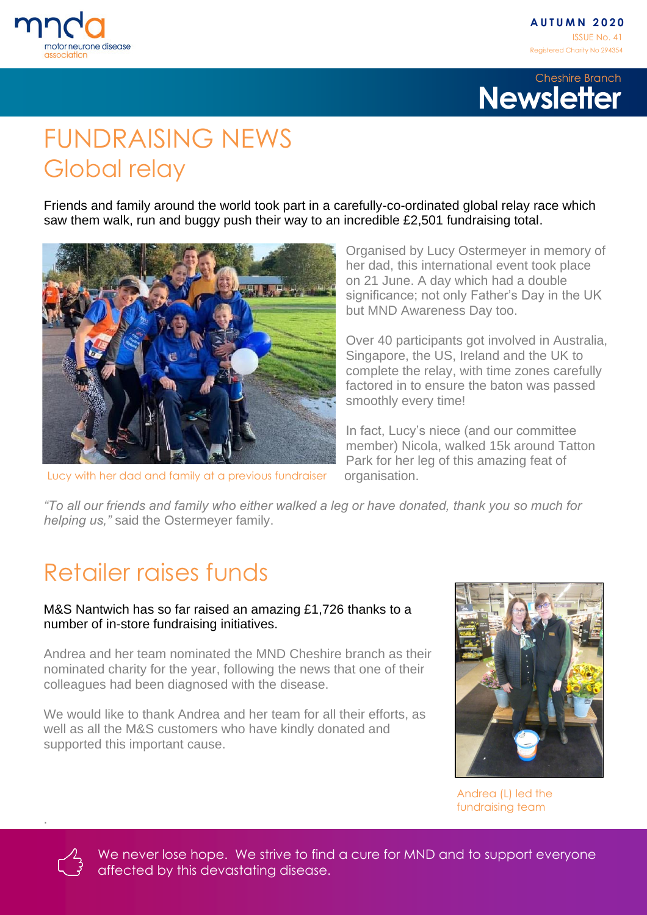# FUNDRAISING NEWS

## Global relay

Friends and family around the world took part in a carefully-co-ordinated global relay race which saw them walk, run and buggy push their way to an incredible £2,501 fundraising total.

Lucy with her dad and family at a previous fundraiser

Organised by Lucy Ostermeyer in memory of her dad, this international event took place on 21 June. A day which had a double significance; not only Father's Day in the UK but MND Awareness Day too.

Over 40 participants got involved in Australia, Singapore, the US, Ireland and the UK to complete the relay, with time zones carefully factored in to ensure the baton was passed smoothly every time!

In fact, Lucy's niece (and our committee member) Nicola, walked 15k around Tatton Park for her leg of this amazing feat of organisation.

*"To all our friends and family who either walked a leg or have donated, thank you so much for helping us,"* said the Ostermeyer family.

## Retailer raises funds

M&S Nantwich has so far raised an amazing £1,726 thanks to a number of in-store fundraising initiatives.

Andrea and her team nominated the MND Cheshire branch as their nominated charity for the year, following the news that one of their colleagues had been diagnosed with the disease.

We would like to thank Andrea and her team for all their efforts, as well as all the M&S customers who have kindly donated and supported this important cause.

Andrea (L) led the fundraising team

We never lose hope. We strive to find a cure for MND and to support everyone affected by this devastating disease.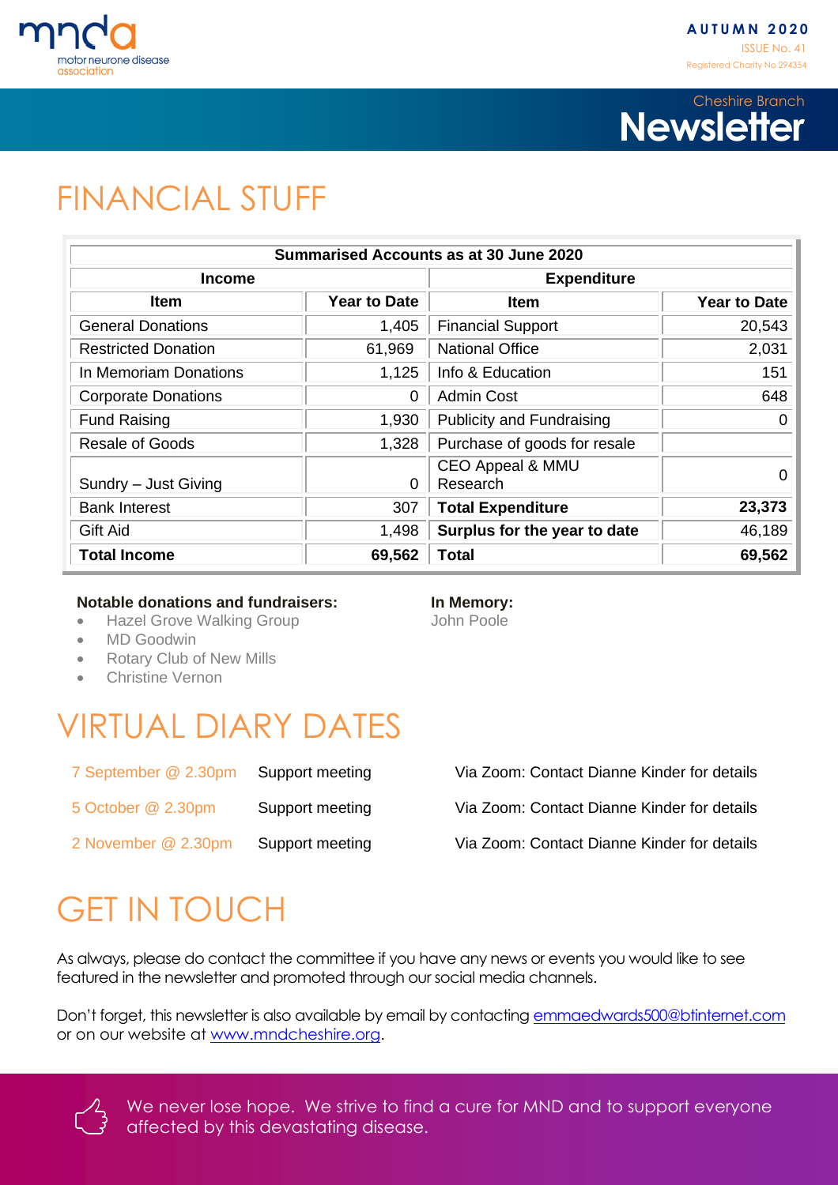# FINANCIAL STUFF

| Summarised Accounts as at 30 June 2020 | | | |
|---|---|---|---|
| **Income** | | **Expenditure** | |
| **Item** | **Year to Date** | **Item** | **Year to Date** |
| General Donations | 1,405 | Financial Support | 20,543 |
| Restricted Donation | 61,969 | National Office | 2,031 |
| In Memoriam Donations | 1,125 | Info & Education | 151 |
| Corporate Donations | 0 | Admin Cost | 648 |
| Fund Raising | 1,930 | Publicity and Fundraising | 0 |
| Resale of Goods | 1,328 | Purchase of goods for resale | |
| Sundry – Just Giving | 0 | CEO Appeal & MMU Research | 0 |
| Bank Interest | 307 | **Total Expenditure** | **23,373** |
| Gift Aid | 1,498 | **Surplus for the year to date** | 46,189 |
| **Total Income** | **69,562** | **Total** | **69,562** |

**Notable donations and fundraisers:**

- Hazel Grove Walking Group
- MD Goodwin
- Rotary Club of New Mills
- Christine Vernon

**In Memory:**

John Poole

# VIRTUAL DIARY DATES

| | | |
|---|---|---|
| 7 September @ 2.30pm | Support meeting | Via Zoom: Contact Dianne Kinder for details |
| 5 October @ 2.30pm | Support meeting | Via Zoom: Contact Dianne Kinder for details |
| 2 November @ 2.30pm | Support meeting | Via Zoom: Contact Dianne Kinder for details |

# GET IN TOUCH

As always, please do contact the committee if you have any news or events you would like to see featured in the newsletter and promoted through our social media channels.

Don't forget, this newsletter is also available by email by contacting emmaedwards500@btinternet.com or on our website at www.mndcheshire.org.

We never lose hope. We strive to find a cure for MND and to support everyone affected by this devastating disease.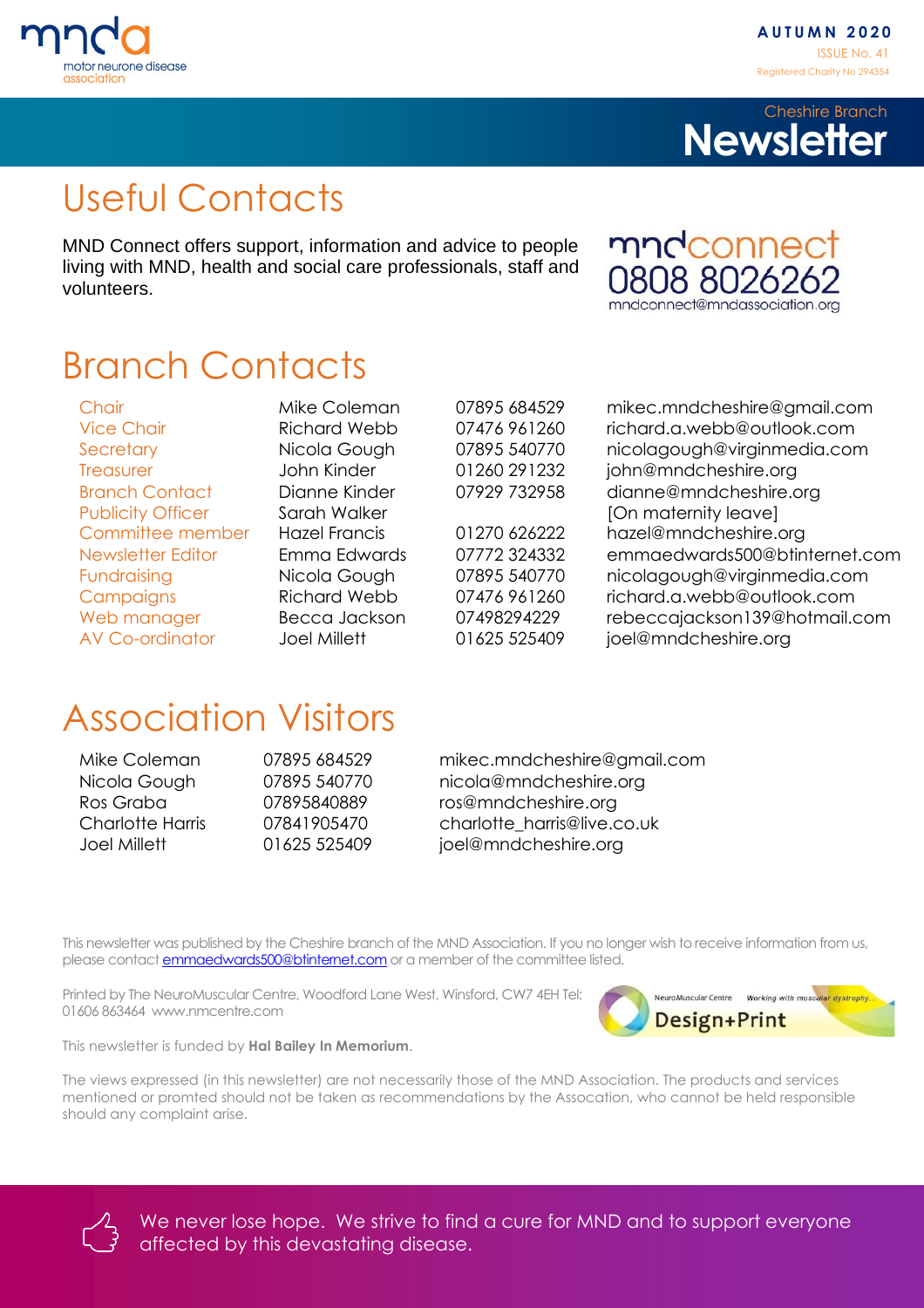# Useful Contacts

MND Connect offers support, information and advice to people living with MND, health and social care professionals, staff and volunteers.

mndconnect 0808 8026262 mndconnect@mndassociation.org

# Branch Contacts

| | | | |
|---|---|---|---|
| Chair | Mike Coleman | 07895 684529 | mikec.mndcheshire@gmail.com |
| Vice Chair | Richard Webb | 07476 961260 | richard.a.webb@outlook.com |
| Secretary | Nicola Gough | 07895 540770 | nicolagough@virginmedia.com |
| Treasurer | John Kinder | 01260 291232 | john@mndcheshire.org |
| Branch Contact | Dianne Kinder | 07929 732958 | dianne@mndcheshire.org |
| Publicity Officer | Sarah Walker | | [On maternity leave] |
| Committee member | Hazel Francis | 01270 626222 | hazel@mndcheshire.org |
| Newsletter Editor | Emma Edwards | 07772 324332 | emmaedwards500@btinternet.com |
| Fundraising | Nicola Gough | 07895 540770 | nicolagough@virginmedia.com |
| Campaigns | Richard Webb | 07476 961260 | richard.a.webb@outlook.com |
| Web manager | Becca Jackson | 07498294229 | rebeccajackson139@hotmail.com |
| AV Co-ordinator | Joel Millett | 01625 525409 | joel@mndcheshire.org |

# Association Visitors

| | | |
|---|---|---|
| Mike Coleman | 07895 684529 | mikec.mndcheshire@gmail.com |
| Nicola Gough | 07895 540770 | nicola@mndcheshire.org |
| Ros Graba | 07895840889 | ros@mndcheshire.org |
| Charlotte Harris | 07841905470 | charlotte_harris@live.co.uk |
| Joel Millett | 01625 525409 | joel@mndcheshire.org |

This newsletter was published by the Cheshire branch of the MND Association. If you no longer wish to receive information from us, please contact emmaedwards500@btinternet.com or a member of the committee listed.

Printed by The NeuroMuscular Centre, Woodford Lane West, Winsford, CW7 4EH Tel: 01606 863464 www.nmcentre.com

NeuroMuscular Centre Working with muscular dystrophy... Design+Print

This newsletter is funded by **Hal Bailey In Memorium**.

The views expressed (in this newsletter) are not necessarily those of the MND Association. The products and services mentioned or promted should not be taken as recommendations by the Assocation, who cannot be held responsible should any complaint arise.

We never lose hope. We strive to find a cure for MND and to support everyone affected by this devastating disease.